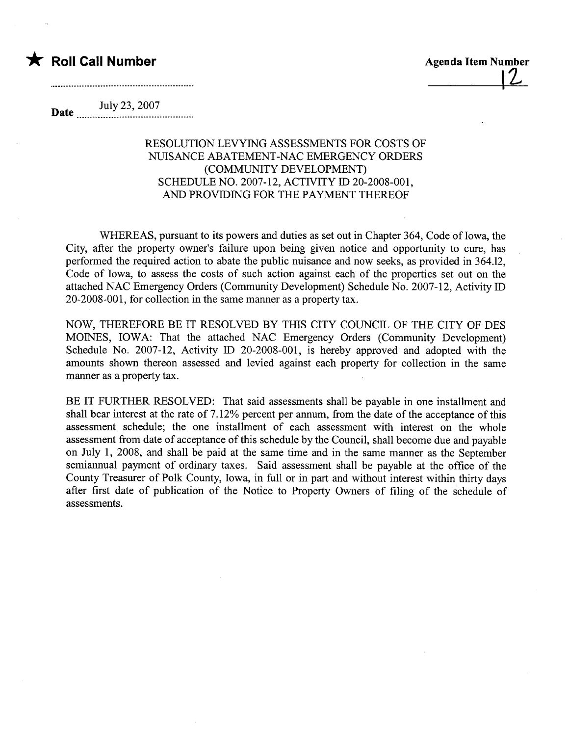★ **Roll Call Number**

**Agenda Item Number**

12

**Date** July 23, 2007

RESOLUTION LEVYING ASSESSMENTS FOR COSTS OF NUISANCE ABATEMENT-NAC EMERGENCY ORDERS (COMMUNITY DEVELOPMENT) SCHEDULE NO. 2007-12, ACTIVITY ID 20-2008-001, AND PROVIDING FOR THE PAYMENT THEREOF

WHEREAS, pursuant to its powers and duties as set out in Chapter 364, Code of Iowa, the City, after the property owner's failure upon being given notice and opportunity to cure, has performed the required action to abate the public nuisance and now seeks, as provided in 364.12, Code of Iowa, to assess the costs of such action against each of the properties set out on the attached NAC Emergency Orders (Community Development) Schedule No. 2007-12, Activity ID 20-2008-001, for collection in the same manner as a property tax.

NOW, THEREFORE BE IT RESOLVED BY THIS CITY COUNCIL OF THE CITY OF DES MOINES, IOWA: That the attached NAC Emergency Orders (Community Development) Schedule No. 2007-12, Activity ID 20-2008-001, is hereby approved and adopted with the amounts shown thereon assessed and levied against each property for collection in the same manner as a property tax.

BE IT FURTHER RESOLVED: That said assessments shall be payable in one installment and shall bear interest at the rate of 7.12% percent per annum, from the date of the acceptance of this assessment schedule; the one installment of each assessment with interest on the whole assessment from date of acceptance of this schedule by the Council, shall become due and payable on July 1, 2008, and shall be paid at the same time and in the same manner as the September semiannual payment of ordinary taxes. Said assessment shall be payable at the office of the County Treasurer of Polk County, Iowa, in full or in part and without interest within thirty days after first date of publication of the Notice to Property Owners of filing of the schedule of assessments.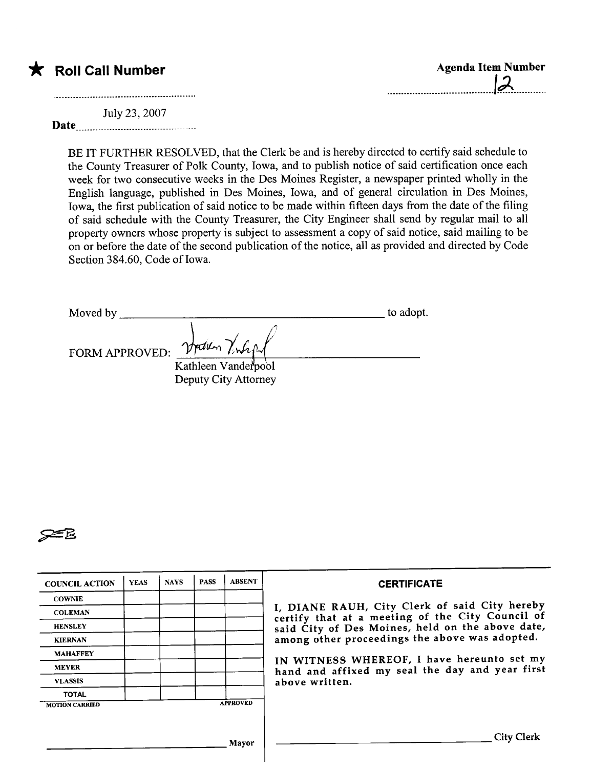★ **Roll Call Number**

**Agenda Item Number**

12

July 23, 2007

**Date**

BE IT FURTHER RESOLVED, that the Clerk be and is hereby directed to certify said schedule to the County Treasurer of Polk County, Iowa, and to publish notice of said certification once each week for two consecutive weeks in the Des Moines Register, a newspaper printed wholly in the English language, published in Des Moines, Iowa, and of general circulation in Des Moines, Iowa, the first publication of said notice to be made within fifteen days from the date of the filing of said schedule with the County Treasurer, the City Engineer shall send by regular mail to all property owners whose property is subject to assessment a copy of said notice, said mailing to be on or before the date of the second publication of the notice, all as provided and directed by Code Section 384.60, Code of Iowa.

Moved by ________________________________________ to adopt.

FORM APPROVED: Kathleen Vanderpool
Kathleen Vanderpool
Deputy City Attorney

| COUNCIL ACTION | YEAS | NAYS | PASS | ABSENT |
|---|---|---|---|---|
| COWNIE | | | | |
| COLEMAN | | | | |
| HENSLEY | | | | |
| KIERNAN | | | | |
| MAHAFFEY | | | | |
| MEYER | | | | |
| VLASSIS | | | | |
| TOTAL | | | | |
| MOTION CARRIED | | | | APPROVED |

________________________________ Mayor

**CERTIFICATE**

I, DIANE RAUH, City Clerk of said City hereby certify that at a meeting of the City Council of said City of Des Moines, held on the above date, among other proceedings the above was adopted.

IN WITNESS WHEREOF, I have hereunto set my hand and affixed my seal the day and year first above written.

________________________________ City Clerk